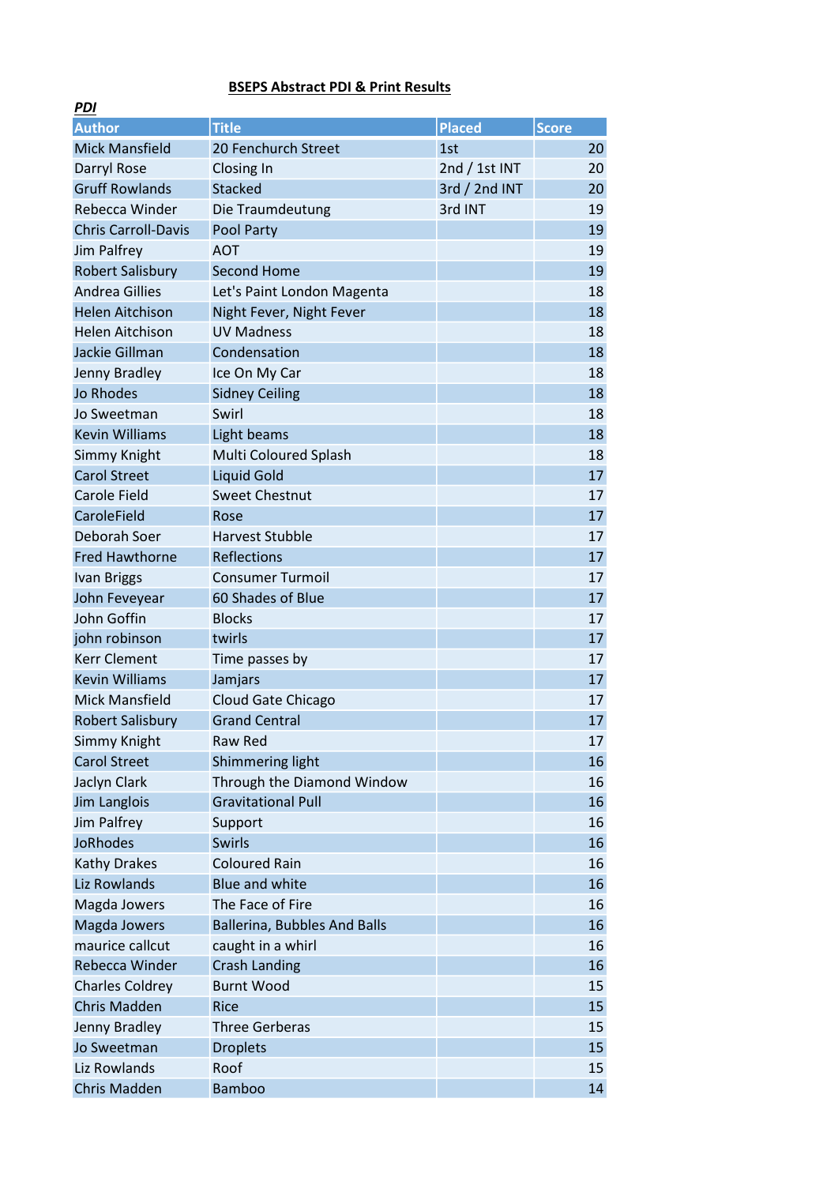**BSEPS Abstract PDI & Print Results**

***PDI***

| Author | Title | Placed | Score |
|---|---|---|---|
| Mick Mansfield | 20 Fenchurch Street | 1st | 20 |
| Darryl Rose | Closing In | 2nd / 1st INT | 20 |
| Gruff Rowlands | Stacked | 3rd / 2nd INT | 20 |
| Rebecca Winder | Die Traumdeutung | 3rd INT | 19 |
| Chris Carroll-Davis | Pool Party | | 19 |
| Jim Palfrey | AOT | | 19 |
| Robert Salisbury | Second Home | | 19 |
| Andrea Gillies | Let's Paint London Magenta | | 18 |
| Helen Aitchison | Night Fever, Night Fever | | 18 |
| Helen Aitchison | UV Madness | | 18 |
| Jackie Gillman | Condensation | | 18 |
| Jenny Bradley | Ice On My Car | | 18 |
| Jo Rhodes | Sidney Ceiling | | 18 |
| Jo Sweetman | Swirl | | 18 |
| Kevin Williams | Light beams | | 18 |
| Simmy Knight | Multi Coloured Splash | | 18 |
| Carol Street | Liquid Gold | | 17 |
| Carole Field | Sweet Chestnut | | 17 |
| CaroleField | Rose | | 17 |
| Deborah Soer | Harvest Stubble | | 17 |
| Fred Hawthorne | Reflections | | 17 |
| Ivan Briggs | Consumer Turmoil | | 17 |
| John Feveyear | 60 Shades of Blue | | 17 |
| John Goffin | Blocks | | 17 |
| john robinson | twirls | | 17 |
| Kerr Clement | Time passes by | | 17 |
| Kevin Williams | Jamjars | | 17 |
| Mick Mansfield | Cloud Gate Chicago | | 17 |
| Robert Salisbury | Grand Central | | 17 |
| Simmy Knight | Raw Red | | 17 |
| Carol Street | Shimmering light | | 16 |
| Jaclyn Clark | Through the Diamond Window | | 16 |
| Jim Langlois | Gravitational Pull | | 16 |
| Jim Palfrey | Support | | 16 |
| JoRhodes | Swirls | | 16 |
| Kathy Drakes | Coloured Rain | | 16 |
| Liz Rowlands | Blue and white | | 16 |
| Magda Jowers | The Face of Fire | | 16 |
| Magda Jowers | Ballerina, Bubbles And Balls | | 16 |
| maurice callcut | caught in a whirl | | 16 |
| Rebecca Winder | Crash Landing | | 16 |
| Charles Coldrey | Burnt Wood | | 15 |
| Chris Madden | Rice | | 15 |
| Jenny Bradley | Three Gerberas | | 15 |
| Jo Sweetman | Droplets | | 15 |
| Liz Rowlands | Roof | | 15 |
| Chris Madden | Bamboo | | 14 |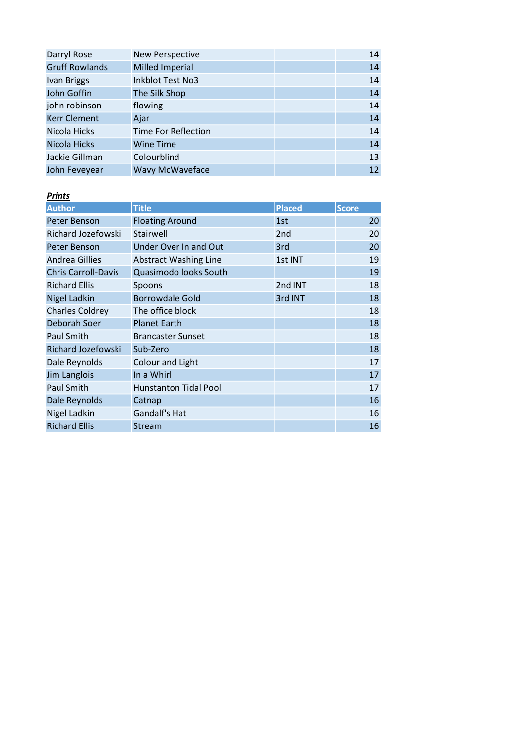| | | | |
|---|---|---|---|
| Darryl Rose | New Perspective | | 14 |
| Gruff Rowlands | Milled Imperial | | 14 |
| Ivan Briggs | Inkblot Test No3 | | 14 |
| John Goffin | The Silk Shop | | 14 |
| john robinson | flowing | | 14 |
| Kerr Clement | Ajar | | 14 |
| Nicola Hicks | Time For Reflection | | 14 |
| Nicola Hicks | Wine Time | | 14 |
| Jackie Gillman | Colourblind | | 13 |
| John Feveyear | Wavy McWaveface | | 12 |

***Prints***

| Author | Title | Placed | Score |
|---|---|---|---|
| Peter Benson | Floating Around | 1st | 20 |
| Richard Jozefowski | Stairwell | 2nd | 20 |
| Peter Benson | Under Over In and Out | 3rd | 20 |
| Andrea Gillies | Abstract Washing Line | 1st INT | 19 |
| Chris Carroll-Davis | Quasimodo looks South | | 19 |
| Richard Ellis | Spoons | 2nd INT | 18 |
| Nigel Ladkin | Borrowdale Gold | 3rd INT | 18 |
| Charles Coldrey | The office block | | 18 |
| Deborah Soer | Planet Earth | | 18 |
| Paul Smith | Brancaster Sunset | | 18 |
| Richard Jozefowski | Sub-Zero | | 18 |
| Dale Reynolds | Colour and Light | | 17 |
| Jim Langlois | In a Whirl | | 17 |
| Paul Smith | Hunstanton Tidal Pool | | 17 |
| Dale Reynolds | Catnap | | 16 |
| Nigel Ladkin | Gandalf's Hat | | 16 |
| Richard Ellis | Stream | | 16 |